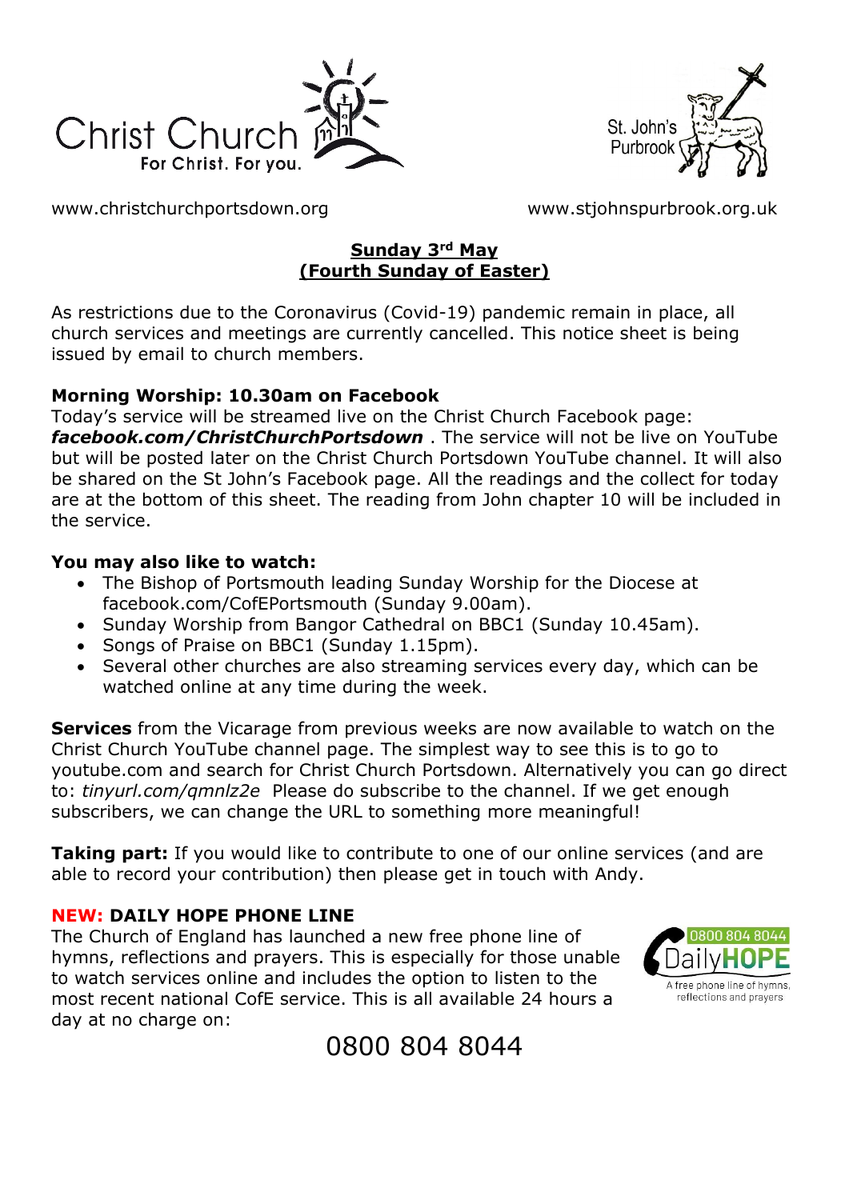Christ Church
For Christ. For you.

St. John's
Purbrook

www.christchurchportsdown.org www.stjohnspurbrook.org.uk

## Sunday 3rd May (Fourth Sunday of Easter)

As restrictions due to the Coronavirus (Covid-19) pandemic remain in place, all church services and meetings are currently cancelled. This notice sheet is being issued by email to church members.

**Morning Worship: 10.30am on Facebook**

Today's service will be streamed live on the Christ Church Facebook page: ***facebook.com/ChristChurchPortsdown*** . The service will not be live on YouTube but will be posted later on the Christ Church Portsdown YouTube channel. It will also be shared on the St John's Facebook page. All the readings and the collect for today are at the bottom of this sheet. The reading from John chapter 10 will be included in the service.

**You may also like to watch:**

- The Bishop of Portsmouth leading Sunday Worship for the Diocese at facebook.com/CofEPortsmouth (Sunday 9.00am).
- Sunday Worship from Bangor Cathedral on BBC1 (Sunday 10.45am).
- Songs of Praise on BBC1 (Sunday 1.15pm).
- Several other churches are also streaming services every day, which can be watched online at any time during the week.

**Services** from the Vicarage from previous weeks are now available to watch on the Christ Church YouTube channel page. The simplest way to see this is to go to youtube.com and search for Christ Church Portsdown. Alternatively you can go direct to: *tinyurl.com/qmnlz2e* Please do subscribe to the channel. If we get enough subscribers, we can change the URL to something more meaningful!

**Taking part:** If you would like to contribute to one of our online services (and are able to record your contribution) then please get in touch with Andy.

**NEW: DAILY HOPE PHONE LINE**

The Church of England has launched a new free phone line of hymns, reflections and prayers. This is especially for those unable to watch services online and includes the option to listen to the most recent national CofE service. This is all available 24 hours a day at no charge on:

0800 804 8044 DailyHOPE A free phone line of hymns, reflections and prayers

0800 804 8044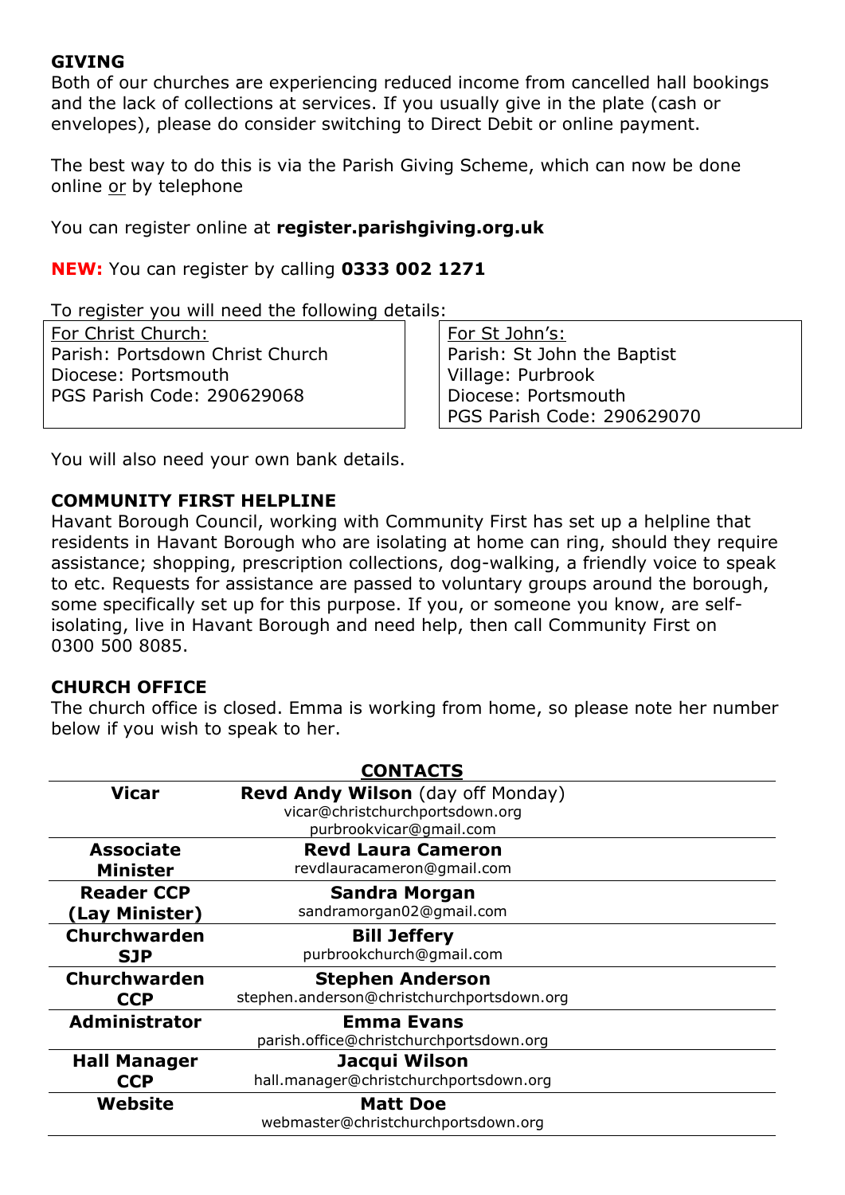## GIVING

Both of our churches are experiencing reduced income from cancelled hall bookings and the lack of collections at services. If you usually give in the plate (cash or envelopes), please do consider switching to Direct Debit or online payment.

The best way to do this is via the Parish Giving Scheme, which can now be done online or by telephone

You can register online at **register.parishgiving.org.uk**

**NEW:** You can register by calling **0333 002 1271**

To register you will need the following details:

| For Christ Church: | For St John's: |
|---|---|
| Parish: Portsdown Christ Church<br>Diocese: Portsmouth<br>PGS Parish Code: 290629068 | Parish: St John the Baptist<br>Village: Purbrook<br>Diocese: Portsmouth<br>PGS Parish Code: 290629070 |

You will also need your own bank details.

## COMMUNITY FIRST HELPLINE

Havant Borough Council, working with Community First has set up a helpline that residents in Havant Borough who are isolating at home can ring, should they require assistance; shopping, prescription collections, dog-walking, a friendly voice to speak to etc. Requests for assistance are passed to voluntary groups around the borough, some specifically set up for this purpose. If you, or someone you know, are self-isolating, live in Havant Borough and need help, then call Community First on 0300 500 8085.

## CHURCH OFFICE

The church office is closed. Emma is working from home, so please note her number below if you wish to speak to her.

## CONTACTS

| | |
|---|---|
| **Vicar** | **Revd Andy Wilson** (day off Monday)<br>vicar@christchurchportsdown.org<br>purbrookvicar@gmail.com |
| **Associate Minister** | **Revd Laura Cameron**<br>revdlauracameron@gmail.com |
| **Reader CCP (Lay Minister)** | **Sandra Morgan**<br>sandramorgan02@gmail.com |
| **Churchwarden SJP** | **Bill Jeffery**<br>purbrookchurch@gmail.com |
| **Churchwarden CCP** | **Stephen Anderson**<br>stephen.anderson@christchurchportsdown.org |
| **Administrator** | **Emma Evans**<br>parish.office@christchurchportsdown.org |
| **Hall Manager CCP** | **Jacqui Wilson**<br>hall.manager@christchurchportsdown.org |
| **Website** | **Matt Doe**<br>webmaster@christchurchportsdown.org |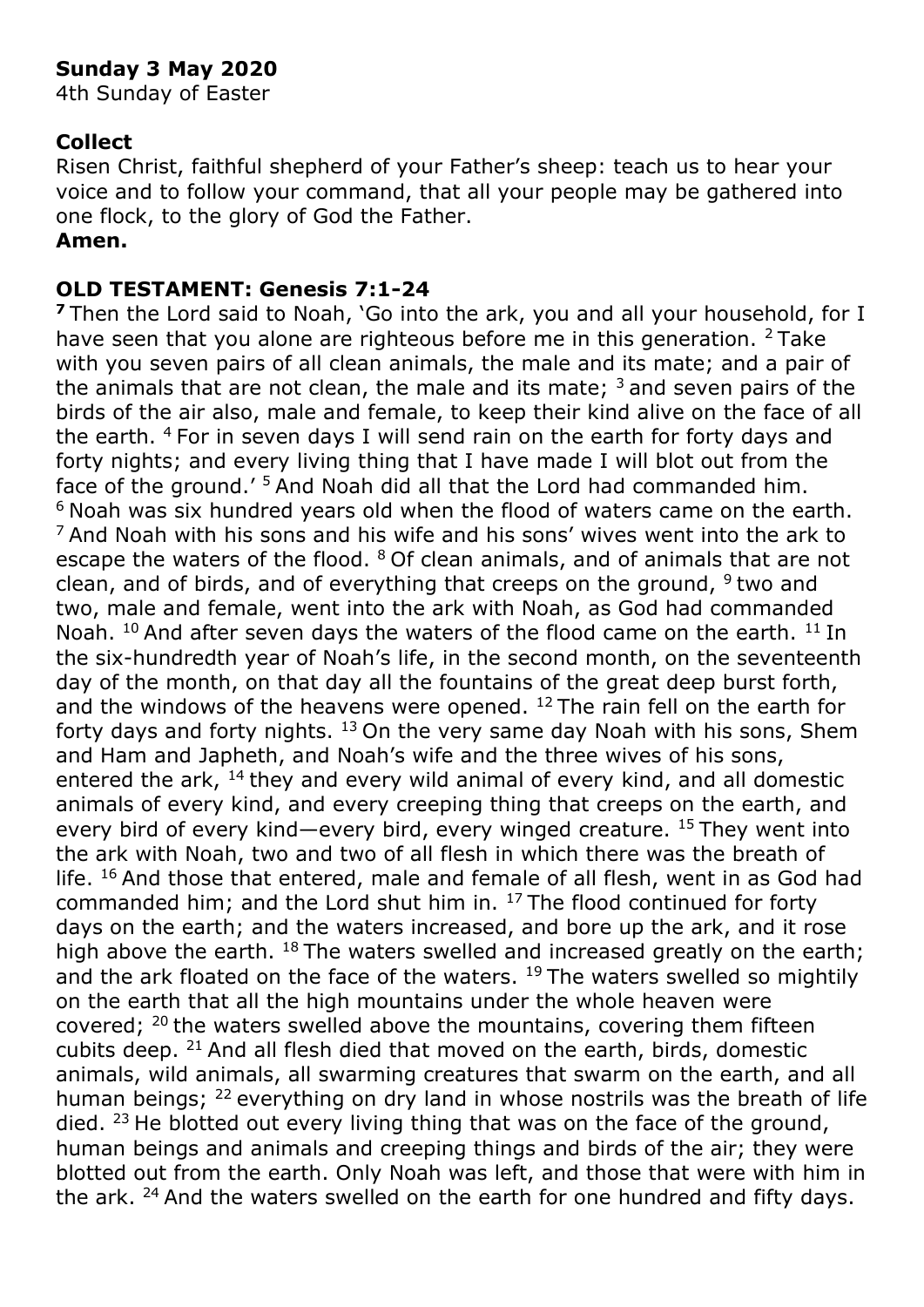**Sunday 3 May 2020**

4th Sunday of Easter

**Collect**

Risen Christ, faithful shepherd of your Father's sheep: teach us to hear your voice and to follow your command, that all your people may be gathered into one flock, to the glory of God the Father.

**Amen.**

**OLD TESTAMENT: Genesis 7:1-24**

**7** Then the Lord said to Noah, 'Go into the ark, you and all your household, for I have seen that you alone are righteous before me in this generation. 2 Take with you seven pairs of all clean animals, the male and its mate; and a pair of the animals that are not clean, the male and its mate; 3 and seven pairs of the birds of the air also, male and female, to keep their kind alive on the face of all the earth. 4 For in seven days I will send rain on the earth for forty days and forty nights; and every living thing that I have made I will blot out from the face of the ground.' 5 And Noah did all that the Lord had commanded him. 6 Noah was six hundred years old when the flood of waters came on the earth. 7 And Noah with his sons and his wife and his sons' wives went into the ark to escape the waters of the flood. 8 Of clean animals, and of animals that are not clean, and of birds, and of everything that creeps on the ground, 9 two and two, male and female, went into the ark with Noah, as God had commanded Noah. 10 And after seven days the waters of the flood came on the earth. 11 In the six-hundredth year of Noah's life, in the second month, on the seventeenth day of the month, on that day all the fountains of the great deep burst forth, and the windows of the heavens were opened. 12 The rain fell on the earth for forty days and forty nights. 13 On the very same day Noah with his sons, Shem and Ham and Japheth, and Noah's wife and the three wives of his sons, entered the ark, 14 they and every wild animal of every kind, and all domestic animals of every kind, and every creeping thing that creeps on the earth, and every bird of every kind—every bird, every winged creature. 15 They went into the ark with Noah, two and two of all flesh in which there was the breath of life. 16 And those that entered, male and female of all flesh, went in as God had commanded him; and the Lord shut him in. 17 The flood continued for forty days on the earth; and the waters increased, and bore up the ark, and it rose high above the earth. 18 The waters swelled and increased greatly on the earth; and the ark floated on the face of the waters. 19 The waters swelled so mightily on the earth that all the high mountains under the whole heaven were covered; 20 the waters swelled above the mountains, covering them fifteen cubits deep. 21 And all flesh died that moved on the earth, birds, domestic animals, wild animals, all swarming creatures that swarm on the earth, and all human beings; 22 everything on dry land in whose nostrils was the breath of life died. 23 He blotted out every living thing that was on the face of the ground, human beings and animals and creeping things and birds of the air; they were blotted out from the earth. Only Noah was left, and those that were with him in the ark. 24 And the waters swelled on the earth for one hundred and fifty days.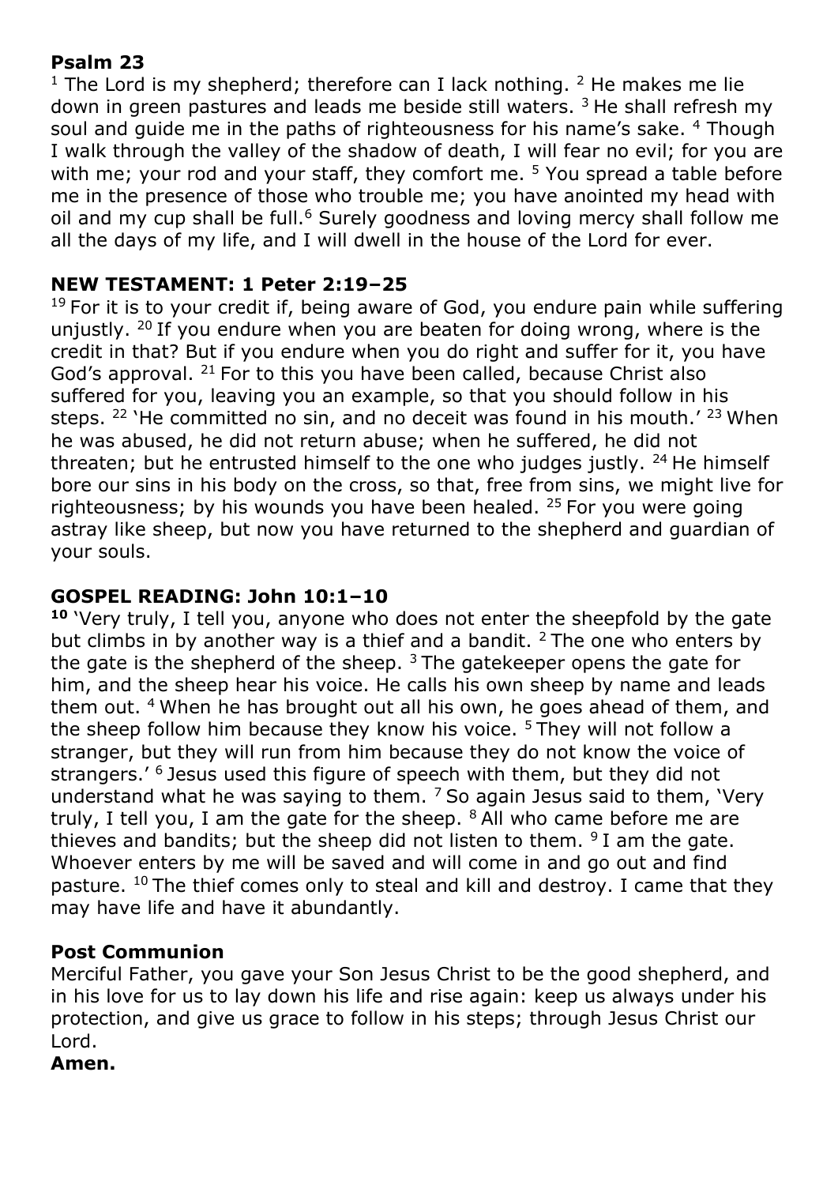**Psalm 23**

[1] The Lord is my shepherd; therefore can I lack nothing. [2] He makes me lie down in green pastures and leads me beside still waters. [3] He shall refresh my soul and guide me in the paths of righteousness for his name's sake. [4] Though I walk through the valley of the shadow of death, I will fear no evil; for you are with me; your rod and your staff, they comfort me. [5] You spread a table before me in the presence of those who trouble me; you have anointed my head with oil and my cup shall be full.[6] Surely goodness and loving mercy shall follow me all the days of my life, and I will dwell in the house of the Lord for ever.

**NEW TESTAMENT: 1 Peter 2:19–25**

[19] For it is to your credit if, being aware of God, you endure pain while suffering unjustly. [20] If you endure when you are beaten for doing wrong, where is the credit in that? But if you endure when you do right and suffer for it, you have God's approval. [21] For to this you have been called, because Christ also suffered for you, leaving you an example, so that you should follow in his steps. [22] 'He committed no sin, and no deceit was found in his mouth.' [23] When he was abused, he did not return abuse; when he suffered, he did not threaten; but he entrusted himself to the one who judges justly. [24] He himself bore our sins in his body on the cross, so that, free from sins, we might live for righteousness; by his wounds you have been healed. [25] For you were going astray like sheep, but now you have returned to the shepherd and guardian of your souls.

**GOSPEL READING: John 10:1–10**

**[10]** 'Very truly, I tell you, anyone who does not enter the sheepfold by the gate but climbs in by another way is a thief and a bandit. [2] The one who enters by the gate is the shepherd of the sheep. [3] The gatekeeper opens the gate for him, and the sheep hear his voice. He calls his own sheep by name and leads them out. [4] When he has brought out all his own, he goes ahead of them, and the sheep follow him because they know his voice. [5] They will not follow a stranger, but they will run from him because they do not know the voice of strangers.' [6] Jesus used this figure of speech with them, but they did not understand what he was saying to them. [7] So again Jesus said to them, 'Very truly, I tell you, I am the gate for the sheep. [8] All who came before me are thieves and bandits; but the sheep did not listen to them. [9] I am the gate. Whoever enters by me will be saved and will come in and go out and find pasture. [10] The thief comes only to steal and kill and destroy. I came that they may have life and have it abundantly.

**Post Communion**

Merciful Father, you gave your Son Jesus Christ to be the good shepherd, and in his love for us to lay down his life and rise again: keep us always under his protection, and give us grace to follow in his steps; through Jesus Christ our Lord.

**Amen.**